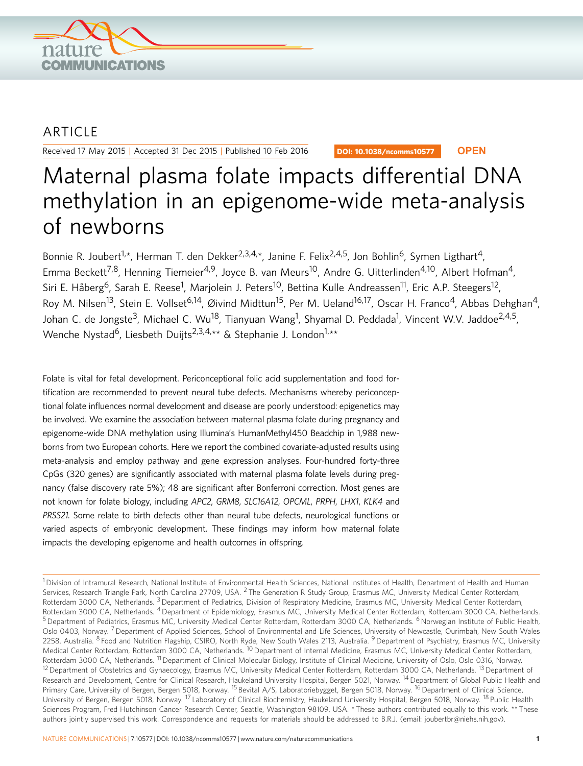ARTICLE

Received 17 May 2015 | Accepted 31 Dec 2015 | Published 10 Feb 2016

DOI: 10.1038/ncomms10577 **OPEN**

# Maternal plasma folate impacts differential DNA methylation in an epigenome-wide meta-analysis of newborns

Bonnie R. Joubert[1,*], Herman T. den Dekker[2,3,4,*], Janine F. Felix[2,4,5], Jon Bohlin[6], Symen Ligthart[4], Emma Beckett[7,8], Henning Tiemeier[4,9], Joyce B. van Meurs[10], Andre G. Uitterlinden[4,10], Albert Hofman[4], Siri E. Håberg[6], Sarah E. Reese[1], Marjolein J. Peters[10], Bettina Kulle Andreassen[11], Eric A.P. Steegers[12], Roy M. Nilsen[13], Stein E. Vollset[6,14], Øivind Midttun[15], Per M. Ueland[16,17], Oscar H. Franco[4], Abbas Dehghan[4], Johan C. de Jongste[3], Michael C. Wu[18], Tianyuan Wang[1], Shyamal D. Peddada[1], Vincent W.V. Jaddoe[2,4,5], Wenche Nystad[6], Liesbeth Duijts[2,3,4,**] & Stephanie J. London[1,**]

Folate is vital for fetal development. Periconceptional folic acid supplementation and food fortification are recommended to prevent neural tube defects. Mechanisms whereby periconceptional folate influences normal development and disease are poorly understood: epigenetics may be involved. We examine the association between maternal plasma folate during pregnancy and epigenome-wide DNA methylation using Illumina's HumanMethyl450 Beadchip in 1,988 newborns from two European cohorts. Here we report the combined covariate-adjusted results using meta-analysis and employ pathway and gene expression analyses. Four-hundred forty-three CpGs (320 genes) are significantly associated with maternal plasma folate levels during pregnancy (false discovery rate 5%); 48 are significant after Bonferroni correction. Most genes are not known for folate biology, including *APC2*, *GRM8*, *SLC16A12*, *OPCML*, *PRPH*, *LHX1*, *KLK4* and *PRSS21*. Some relate to birth defects other than neural tube defects, neurological functions or varied aspects of embryonic development. These findings may inform how maternal folate impacts the developing epigenome and health outcomes in offspring.

[1] Division of Intramural Research, National Institute of Environmental Health Sciences, National Institutes of Health, Department of Health and Human Services, Research Triangle Park, North Carolina 27709, USA. [2] The Generation R Study Group, Erasmus MC, University Medical Center Rotterdam, Rotterdam 3000 CA, Netherlands. [3] Department of Pediatrics, Division of Respiratory Medicine, Erasmus MC, University Medical Center Rotterdam, Rotterdam 3000 CA, Netherlands. [4] Department of Epidemiology, Erasmus MC, University Medical Center Rotterdam, Rotterdam 3000 CA, Netherlands. [5] Department of Pediatrics, Erasmus MC, University Medical Center Rotterdam, Rotterdam 3000 CA, Netherlands. [6] Norwegian Institute of Public Health, Oslo 0403, Norway. [7] Department of Applied Sciences, School of Environmental and Life Sciences, University of Newcastle, Ourimbah, New South Wales 2258, Australia. [8] Food and Nutrition Flagship, CSIRO, North Ryde, New South Wales 2113, Australia. [9] Department of Psychiatry, Erasmus MC, University Medical Center Rotterdam, Rotterdam 3000 CA, Netherlands. [10] Department of Internal Medicine, Erasmus MC, University Medical Center Rotterdam, Rotterdam 3000 CA, Netherlands. [11] Department of Clinical Molecular Biology, Institute of Clinical Medicine, University of Oslo, Oslo 0316, Norway. [12] Department of Obstetrics and Gynaecology, Erasmus MC, University Medical Center Rotterdam, Rotterdam 3000 CA, Netherlands. [13] Department of Research and Development, Centre for Clinical Research, Haukeland University Hospital, Bergen 5021, Norway. [14] Department of Global Public Health and Primary Care, University of Bergen, Bergen 5018, Norway. [15] Bevital A/S, Laboratoriebygget, Bergen 5018, Norway. [16] Department of Clinical Science, University of Bergen, Bergen 5018, Norway. [17] Laboratory of Clinical Biochemistry, Haukeland University Hospital, Bergen 5018, Norway. [18] Public Health Sciences Program, Fred Hutchinson Cancer Research Center, Seattle, Washington 98109, USA. * These authors contributed equally to this work. ** These authors jointly supervised this work. Correspondence and requests for materials should be addressed to B.R.J. (email: joubertbr@niehs.nih.gov).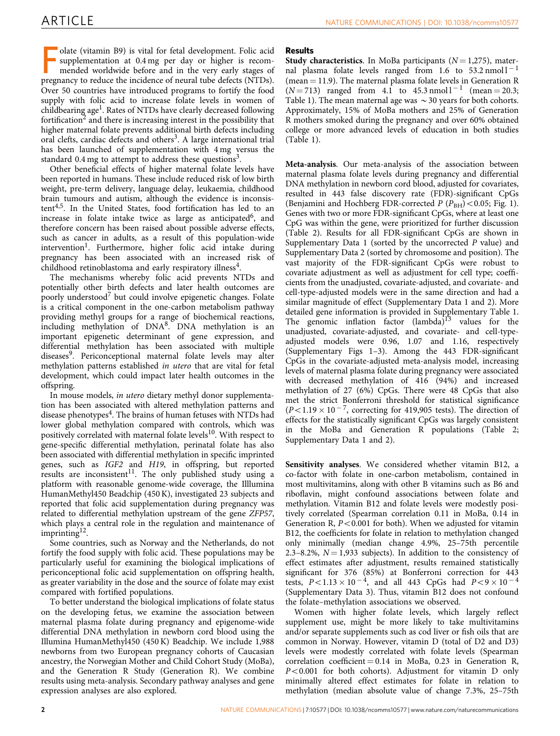Folate (vitamin B9) is vital for fetal development. Folic acid supplementation at 0.4 mg per day or higher is recommended worldwide before and in the very early stages of pregnancy to reduce the incidence of neural tube defects (NTDs). Over 50 countries have introduced programs to fortify the food supply with folic acid to increase folate levels in women of childbearing age[1]. Rates of NTDs have clearly decreased following fortification[2] and there is increasing interest in the possibility that higher maternal folate prevents additional birth defects including oral clefts, cardiac defects and others[3]. A large international trial has been launched of supplementation with 4 mg versus the standard 0.4 mg to attempt to address these questions[3].

Other beneficial effects of higher maternal folate levels have been reported in humans. These include reduced risk of low birth weight, pre-term delivery, language delay, leukaemia, childhood brain tumours and autism, although the evidence is inconsistent[4,5]. In the United States, food fortification has led to an increase in folate intake twice as large as anticipated[6], and therefore concern has been raised about possible adverse effects, such as cancer in adults, as a result of this population-wide intervention[1]. Furthermore, higher folic acid intake during pregnancy has been associated with an increased risk of childhood retinoblastoma and early respiratory illness[4].

The mechanisms whereby folic acid prevents NTDs and potentially other birth defects and later health outcomes are poorly understood[7] but could involve epigenetic changes. Folate is a critical component in the one-carbon metabolism pathway providing methyl groups for a range of biochemical reactions, including methylation of DNA[8]. DNA methylation is an important epigenetic determinant of gene expression, and differential methylation has been associated with multiple diseases[9]. Periconceptional maternal folate levels may alter methylation patterns established *in utero* that are vital for fetal development, which could impact later health outcomes in the offspring.

In mouse models, *in utero* dietary methyl donor supplementation has been associated with altered methylation patterns and disease phenotypes[4]. The brains of human fetuses with NTDs had lower global methylation compared with controls, which was positively correlated with maternal folate levels[10]. With respect to gene-specific differential methylation, perinatal folate has also been associated with differential methylation in specific imprinted genes, such as *IGF2* and *H19*, in offspring, but reported results are inconsistent[11]. The only published study using a platform with reasonable genome-wide coverage, the Illlumina HumanMethyl450 Beadchip (450 K), investigated 23 subjects and reported that folic acid supplementation during pregnancy was related to differential methylation upstream of the gene *ZFP57*, which plays a central role in the regulation and maintenance of imprinting[12].

Some countries, such as Norway and the Netherlands, do not fortify the food supply with folic acid. These populations may be particularly useful for examining the biological implications of periconceptional folic acid supplementation on offspring health, as greater variability in the dose and the source of folate may exist compared with fortified populations.

To better understand the biological implications of folate status on the developing fetus, we examine the association between maternal plasma folate during pregnancy and epigenome-wide differential DNA methylation in newborn cord blood using the Illumina HumanMethyl450 (450 K) Beadchip. We include 1,988 newborns from two European pregnancy cohorts of Caucasian ancestry, the Norwegian Mother and Child Cohort Study (MoBa), and the Generation R Study (Generation R). We combine results using meta-analysis. Secondary pathway analyses and gene expression analyses are also explored.

## Results

**Study characteristics**. In MoBa participants ($N = 1{,}275$), maternal plasma folate levels ranged from 1.6 to 53.2 nmol l$^{-1}$ (mean = 11.9). The maternal plasma folate levels in Generation R ($N = 713$) ranged from 4.1 to 45.3 nmol l$^{-1}$ (mean = 20.3; Table 1). The mean maternal age was ~30 years for both cohorts. Approximately, 15% of MoBa mothers and 25% of Generation R mothers smoked during the pregnancy and over 60% obtained college or more advanced levels of education in both studies (Table 1).

**Meta-analysis**. Our meta-analysis of the association between maternal plasma folate levels during pregnancy and differential DNA methylation in newborn cord blood, adjusted for covariates, resulted in 443 false discovery rate (FDR)-significant CpGs (Benjamini and Hochberg FDR-corrected $P$ ($P_{BH}$) < 0.05; Fig. 1). Genes with two or more FDR-significant CpGs, where at least one CpG was within the gene, were prioritized for further discussion (Table 2). Results for all FDR-significant CpGs are shown in Supplementary Data 1 (sorted by the uncorrected $P$ value) and Supplementary Data 2 (sorted by chromosome and position). The vast majority of the FDR-significant CpGs were robust to covariate adjustment as well as adjustment for cell type; coefficients from the unadjusted, covariate-adjusted, and covariate- and cell-type-adjusted models were in the same direction and had a similar magnitude of effect (Supplementary Data 1 and 2). More detailed gene information is provided in Supplementary Table 1. The genomic inflation factor (lambda)[13] values for the unadjusted, covariate-adjusted, and covariate- and cell-type-adjusted models were 0.96, 1.07 and 1.16, respectively (Supplementary Figs 1–3). Among the 443 FDR-significant CpGs in the covariate-adjusted meta-analysis model, increasing levels of maternal plasma folate during pregnancy were associated with decreased methylation of 416 (94%) and increased methylation of 27 (6%) CpGs. There were 48 CpGs that also met the strict Bonferroni threshold for statistical significance ($P < 1.19 \times 10^{-7}$, correcting for 419,905 tests). The direction of effects for the statistically significant CpGs was largely consistent in the MoBa and Generation R populations (Table 2; Supplementary Data 1 and 2).

**Sensitivity analyses**. We considered whether vitamin B12, a co-factor with folate in one-carbon metabolism, contained in most multivitamins, along with other B vitamins such as B6 and riboflavin, might confound associations between folate and methylation. Vitamin B12 and folate levels were modestly positively correlated (Spearman correlation 0.11 in MoBa, 0.14 in Generation R, $P < 0.001$ for both). When we adjusted for vitamin B12, the coefficients for folate in relation to methylation changed only minimally (median change 4.9%, 25–75th percentile 2.3–8.2%, $N = 1{,}933$ subjects). In addition to the consistency of effect estimates after adjustment, results remained statistically significant for 376 (85%) at Bonferroni correction for 443 tests, $P < 1.13 \times 10^{-4}$, and all 443 CpGs had $P < 9 \times 10^{-4}$ (Supplementary Data 3). Thus, vitamin B12 does not confound the folate–methylation associations we observed.

Women with higher folate levels, which largely reflect supplement use, might be more likely to take multivitamins and/or separate supplements such as cod liver or fish oils that are common in Norway. However, vitamin D (total of D2 and D3) levels were modestly correlated with folate levels (Spearman correlation coefficient = 0.14 in MoBa, 0.23 in Generation R, $P < 0.001$ for both cohorts). Adjustment for vitamin D only minimally altered effect estimates for folate in relation to methylation (median absolute value of change 7.3%, 25–75th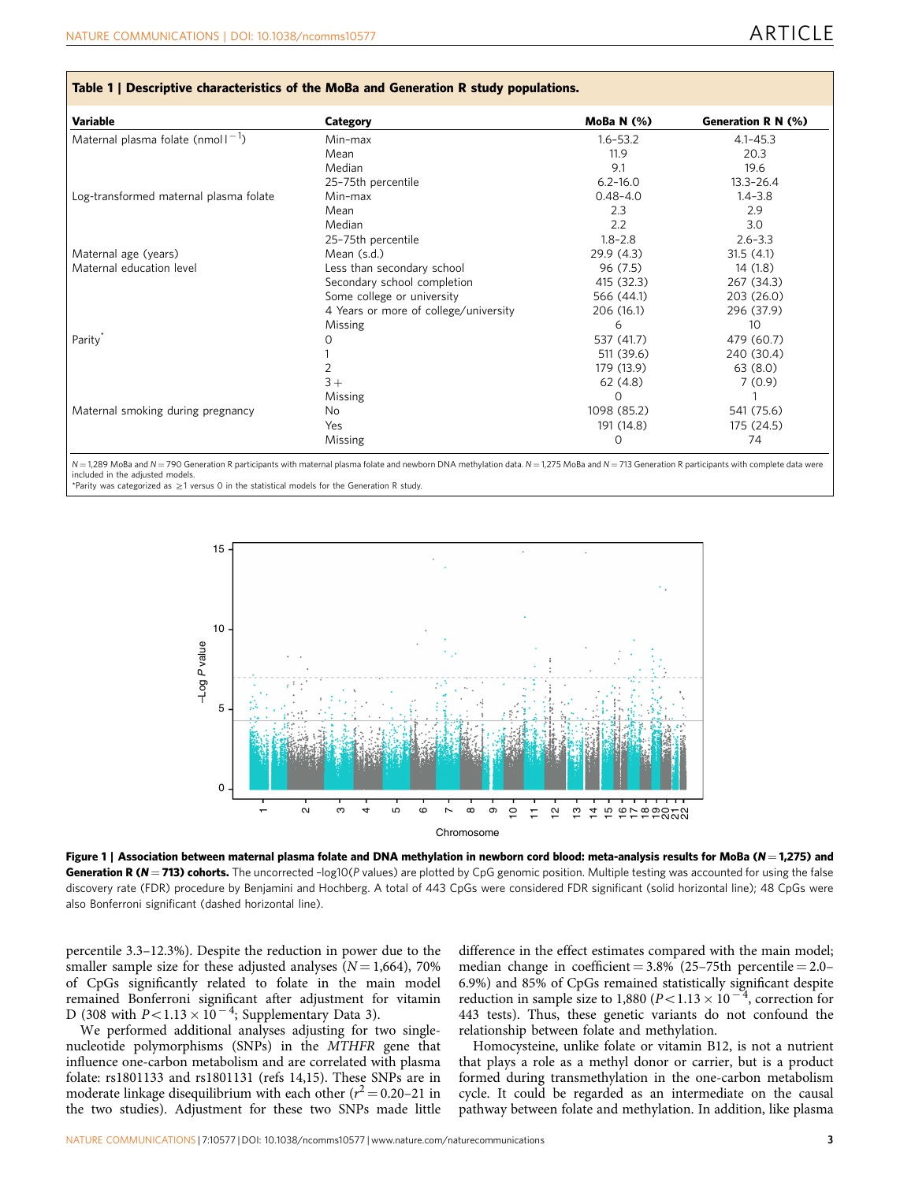**Table 1 | Descriptive characteristics of the MoBa and Generation R study populations.**

| Variable | Category | MoBa N (%) | Generation R N (%) |
|---|---|---|---|
| Maternal plasma folate (nmol l$^{-1}$) | Min–max | 1.6–53.2 | 4.1–45.3 |
| | Mean | 11.9 | 20.3 |
| | Median | 9.1 | 19.6 |
| | 25–75th percentile | 6.2–16.0 | 13.3–26.4 |
| Log-transformed maternal plasma folate | Min–max | 0.48–4.0 | 1.4–3.8 |
| | Mean | 2.3 | 2.9 |
| | Median | 2.2 | 3.0 |
| | 25–75th percentile | 1.8–2.8 | 2.6–3.3 |
| Maternal age (years) | Mean (s.d.) | 29.9 (4.3) | 31.5 (4.1) |
| Maternal education level | Less than secondary school | 96 (7.5) | 14 (1.8) |
| | Secondary school completion | 415 (32.3) | 267 (34.3) |
| | Some college or university | 566 (44.1) | 203 (26.0) |
| | 4 Years or more of college/university | 206 (16.1) | 296 (37.9) |
| | Missing | 6 | 10 |
| Parity* | 0 | 537 (41.7) | 479 (60.7) |
| | 1 | 511 (39.6) | 240 (30.4) |
| | 2 | 179 (13.9) | 63 (8.0) |
| | 3+ | 62 (4.8) | 7 (0.9) |
| | Missing | 0 | 1 |
| Maternal smoking during pregnancy | No | 1098 (85.2) | 541 (75.6) |
| | Yes | 191 (14.8) | 175 (24.5) |
| | Missing | 0 | 74 |

$N$ = 1,289 MoBa and $N$ = 790 Generation R participants with maternal plasma folate and newborn DNA methylation data. $N$ = 1,275 MoBa and $N$ = 713 Generation R participants with complete data were included in the adjusted models.
*Parity was categorized as ≥1 versus 0 in the statistical models for the Generation R study.

**Figure 1 | Association between maternal plasma folate and DNA methylation in newborn cord blood: meta-analysis results for MoBa (N = 1,275) and Generation R (N = 713) cohorts.** The uncorrected –log10(*P* values) are plotted by CpG genomic position. Multiple testing was accounted for using the false discovery rate (FDR) procedure by Benjamini and Hochberg. A total of 443 CpGs were considered FDR significant (solid horizontal line); 48 CpGs were also Bonferroni significant (dashed horizontal line).

percentile 3.3–12.3%). Despite the reduction in power due to the smaller sample size for these adjusted analyses ($N$ = 1,664), 70% of CpGs significantly related to folate in the main model remained Bonferroni significant after adjustment for vitamin D (308 with $P < 1.13 \times 10^{-4}$; Supplementary Data 3).

We performed additional analyses adjusting for two single-nucleotide polymorphisms (SNPs) in the *MTHFR* gene that influence one-carbon metabolism and are correlated with plasma folate: rs1801133 and rs1801131 (refs 14,15). These SNPs are in moderate linkage disequilibrium with each other ($r^2$ = 0.20–21 in the two studies). Adjustment for these two SNPs made little difference in the effect estimates compared with the main model; median change in coefficient = 3.8% (25–75th percentile = 2.0–6.9%) and 85% of CpGs remained statistically significant despite reduction in sample size to 1,880 ($P < 1.13 \times 10^{-4}$, correction for 443 tests). Thus, these genetic variants do not confound the relationship between folate and methylation.

Homocysteine, unlike folate or vitamin B12, is not a nutrient that plays a role as a methyl donor or carrier, but is a product formed during transmethylation in the one-carbon metabolism cycle. It could be regarded as an intermediate on the causal pathway between folate and methylation. In addition, like plasma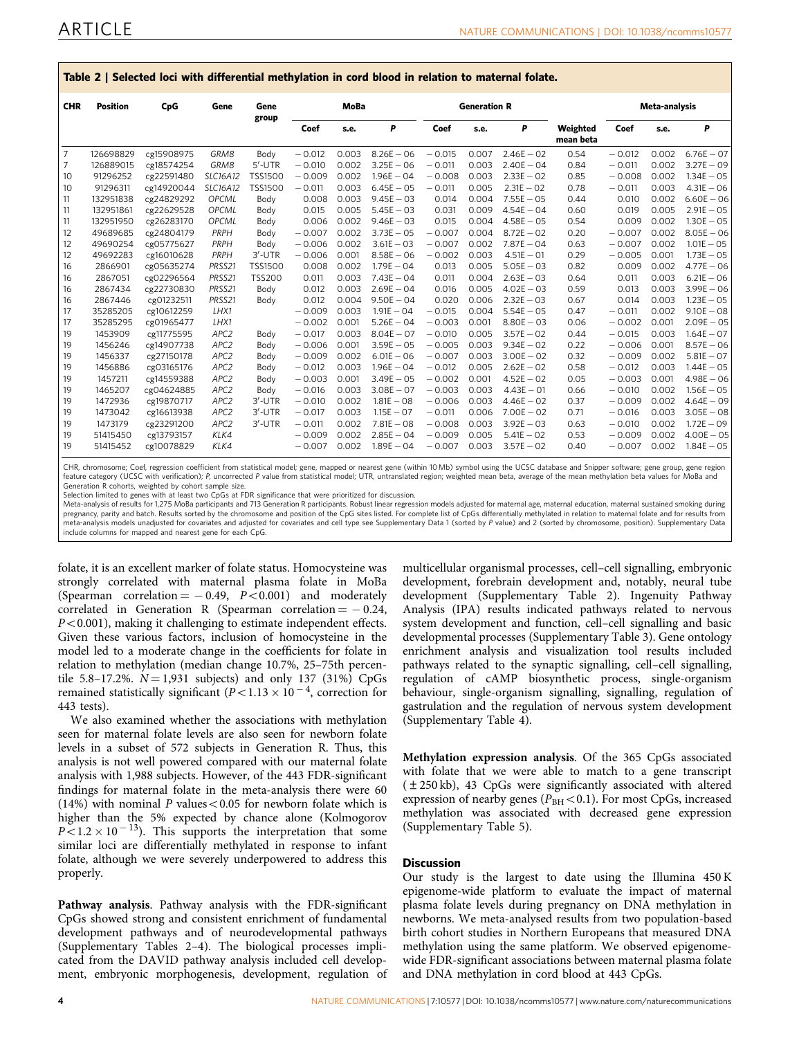**Table 2 | Selected loci with differential methylation in cord blood in relation to maternal folate.**

| CHR | Position | CpG | Gene | Gene group | MoBa | | | Generation R | | | | Meta-analysis | | |
|---|---|---|---|---|---|---|---|---|---|---|---|---|---|---|
| | | | | | Coef | s.e. | *P* | Coef | s.e. | *P* | Weighted mean beta | Coef | s.e. | *P* |
| 7 | 126698829 | cg15908975 | *GRM8* | Body | −0.012 | 0.003 | 8.26E−06 | −0.015 | 0.007 | 2.46E−02 | 0.54 | −0.012 | 0.002 | 6.76E−07 |
| 7 | 126889015 | cg18574254 | *GRM8* | 5′-UTR | −0.010 | 0.002 | 3.25E−06 | −0.011 | 0.003 | 2.40E−04 | 0.84 | −0.011 | 0.002 | 3.27E−09 |
| 10 | 91296252 | cg22591480 | *SLC16A12* | TSS1500 | −0.009 | 0.002 | 1.96E−04 | −0.008 | 0.003 | 2.33E−02 | 0.85 | −0.008 | 0.002 | 1.34E−05 |
| 10 | 91296311 | cg14920044 | *SLC16A12* | TSS1500 | −0.011 | 0.003 | 6.45E−05 | −0.011 | 0.005 | 2.31E−02 | 0.78 | −0.011 | 0.003 | 4.31E−06 |
| 11 | 132951838 | cg24829292 | *OPCML* | Body | 0.008 | 0.003 | 9.45E−03 | 0.014 | 0.004 | 7.55E−05 | 0.44 | 0.010 | 0.002 | 6.60E−06 |
| 11 | 132951861 | cg22629528 | *OPCML* | Body | 0.015 | 0.005 | 5.45E−03 | 0.031 | 0.009 | 4.54E−04 | 0.60 | 0.019 | 0.005 | 2.91E−05 |
| 11 | 132951950 | cg26283170 | *OPCML* | Body | 0.006 | 0.002 | 9.46E−03 | 0.015 | 0.004 | 4.58E−05 | 0.54 | 0.009 | 0.002 | 1.30E−05 |
| 12 | 49689685 | cg24804179 | *PRPH* | Body | −0.007 | 0.002 | 3.73E−05 | −0.007 | 0.004 | 8.72E−02 | 0.20 | −0.007 | 0.002 | 8.05E−06 |
| 12 | 49690254 | cg05775627 | *PRPH* | Body | −0.006 | 0.002 | 3.61E−03 | −0.007 | 0.002 | 7.87E−04 | 0.63 | −0.007 | 0.002 | 1.01E−05 |
| 12 | 49692283 | cg16010628 | *PRPH* | 3′-UTR | −0.006 | 0.001 | 8.58E−06 | −0.002 | 0.003 | 4.51E−01 | 0.29 | −0.005 | 0.001 | 1.73E−05 |
| 16 | 2866901 | cg05635274 | *PRSS21* | TSS1500 | 0.008 | 0.002 | 1.79E−04 | 0.013 | 0.005 | 5.05E−03 | 0.82 | 0.009 | 0.002 | 4.77E−06 |
| 16 | 2867051 | cg02296564 | *PRSS21* | TSS200 | 0.011 | 0.003 | 7.43E−04 | 0.011 | 0.004 | 2.63E−03 | 0.64 | 0.011 | 0.003 | 6.21E−06 |
| 16 | 2867434 | cg22730830 | *PRSS21* | Body | 0.012 | 0.003 | 2.69E−04 | 0.016 | 0.005 | 4.02E−03 | 0.59 | 0.013 | 0.003 | 3.99E−06 |
| 16 | 2867446 | cg01232511 | *PRSS21* | Body | 0.012 | 0.004 | 9.50E−04 | 0.020 | 0.006 | 2.32E−03 | 0.67 | 0.014 | 0.003 | 1.23E−05 |
| 17 | 35285205 | cg10612259 | *LHX1* | | −0.009 | 0.003 | 1.91E−04 | −0.015 | 0.004 | 5.54E−05 | 0.47 | −0.011 | 0.002 | 9.10E−08 |
| 17 | 35285295 | cg01965477 | *LHX1* | | −0.002 | 0.001 | 5.26E−04 | −0.003 | 0.001 | 8.80E−03 | 0.06 | −0.002 | 0.001 | 2.09E−05 |
| 19 | 1453909 | cg11775595 | *APC2* | Body | −0.017 | 0.003 | 8.04E−07 | −0.010 | 0.005 | 3.57E−02 | 0.44 | −0.015 | 0.003 | 1.64E−07 |
| 19 | 1456246 | cg14907738 | *APC2* | Body | −0.006 | 0.001 | 3.59E−05 | −0.005 | 0.003 | 9.34E−02 | 0.22 | −0.006 | 0.001 | 8.57E−06 |
| 19 | 1456337 | cg27150178 | *APC2* | Body | −0.009 | 0.002 | 6.01E−06 | −0.007 | 0.003 | 3.00E−02 | 0.32 | −0.009 | 0.002 | 5.81E−07 |
| 19 | 1456886 | cg03165176 | *APC2* | Body | −0.012 | 0.003 | 1.96E−04 | −0.012 | 0.005 | 2.62E−02 | 0.58 | −0.012 | 0.003 | 1.44E−05 |
| 19 | 1457211 | cg14559388 | *APC2* | Body | −0.003 | 0.001 | 3.49E−05 | −0.002 | 0.001 | 4.52E−02 | 0.05 | −0.003 | 0.001 | 4.98E−06 |
| 19 | 1465207 | cg04624885 | *APC2* | Body | −0.016 | 0.003 | 3.08E−07 | −0.003 | 0.003 | 4.43E−01 | 0.66 | −0.010 | 0.002 | 1.56E−05 |
| 19 | 1472936 | cg19870717 | *APC2* | 3′-UTR | −0.010 | 0.002 | 1.81E−08 | −0.006 | 0.003 | 4.46E−02 | 0.37 | −0.009 | 0.002 | 4.64E−09 |
| 19 | 1473042 | cg16613938 | *APC2* | 3′-UTR | −0.017 | 0.003 | 1.15E−07 | −0.011 | 0.006 | 7.00E−02 | 0.71 | −0.016 | 0.003 | 3.05E−08 |
| 19 | 1473179 | cg23291200 | *APC2* | 3′-UTR | −0.011 | 0.002 | 7.81E−08 | −0.008 | 0.003 | 3.92E−03 | 0.63 | −0.010 | 0.002 | 1.72E−09 |
| 19 | 51415450 | cg13793157 | *KLK4* | | −0.009 | 0.002 | 2.85E−04 | −0.009 | 0.005 | 5.41E−02 | 0.53 | −0.009 | 0.002 | 4.00E−05 |
| 19 | 51415452 | cg10078829 | *KLK4* | | −0.007 | 0.002 | 1.89E−04 | −0.007 | 0.003 | 3.57E−02 | 0.40 | −0.007 | 0.002 | 1.84E−05 |

CHR, chromosome; Coef, regression coefficient from statistical model; gene, mapped or nearest gene (within 10 Mb) symbol using the UCSC database and Snipper software; gene group, gene region feature category (UCSC with verification); *P*, uncorrected *P* value from statistical model; UTR, untranslated region; weighted mean beta, average of the mean methylation beta values for MoBa and Generation R cohorts, weighted by cohort sample size.
Selection limited to genes with at least two CpGs at FDR significance that were prioritized for discussion.
Meta-analysis of results for 1,275 MoBa participants and 713 Generation R participants. Robust linear regression models adjusted for maternal age, maternal education, maternal sustained smoking during pregnancy, parity and batch. Results sorted by the chromosome and position of the CpG sites listed. For complete list of CpGs differentially methylated in relation to maternal folate and for results from meta-analysis models unadjusted for covariates and adjusted for covariates and cell type see Supplementary Data 1 (sorted by *P* value) and 2 (sorted by chromosome, position). Supplementary Data include columns for mapped and nearest gene for each CpG.

folate, it is an excellent marker of folate status. Homocysteine was strongly correlated with maternal plasma folate in MoBa (Spearman correlation = −0.49, $P<0.001$) and moderately correlated in Generation R (Spearman correlation = −0.24, $P<0.001$), making it challenging to estimate independent effects. Given these various factors, inclusion of homocysteine in the model led to a moderate change in the coefficients for folate in relation to methylation (median change 10.7%, 25–75th percentile 5.8–17.2%. $N=1{,}931$ subjects) and only 137 (31%) CpGs remained statistically significant ($P<1.13\times10^{-4}$, correction for 443 tests).

We also examined whether the associations with methylation seen for maternal folate levels are also seen for newborn folate levels in a subset of 572 subjects in Generation R. Thus, this analysis is not well powered compared with our maternal folate analysis with 1,988 subjects. However, of the 443 FDR-significant findings for maternal folate in the meta-analysis there were 60 (14%) with nominal *P* values < 0.05 for newborn folate which is higher than the 5% expected by chance alone (Kolmogorov $P<1.2\times10^{-13}$). This supports the interpretation that some similar loci are differentially methylated in response to infant folate, although we were severely underpowered to address this properly.

**Pathway analysis**. Pathway analysis with the FDR-significant CpGs showed strong and consistent enrichment of fundamental development pathways and of neurodevelopmental pathways (Supplementary Tables 2–4). The biological processes implicated from the DAVID pathway analysis included cell development, embryonic morphogenesis, development, regulation of multicellular organismal processes, cell–cell signalling, embryonic development, forebrain development and, notably, neural tube development (Supplementary Table 2). Ingenuity Pathway Analysis (IPA) results indicated pathways related to nervous system development and function, cell–cell signalling and basic developmental processes (Supplementary Table 3). Gene ontology enrichment analysis and visualization tool results included pathways related to the synaptic signalling, cell–cell signalling, regulation of cAMP biosynthetic process, single-organism behaviour, single-organism signalling, signalling, regulation of gastrulation and the regulation of nervous system development (Supplementary Table 4).

**Methylation expression analysis**. Of the 365 CpGs associated with folate that we were able to match to a gene transcript (±250 kb), 43 CpGs were significantly associated with altered expression of nearby genes ($P_{BH}<0.1$). For most CpGs, increased methylation was associated with decreased gene expression (Supplementary Table 5).

## Discussion

Our study is the largest to date using the Illumina 450 K epigenome-wide platform to evaluate the impact of maternal plasma folate levels during pregnancy on DNA methylation in newborns. We meta-analysed results from two population-based birth cohort studies in Northern Europeans that measured DNA methylation using the same platform. We observed epigenome-wide FDR-significant associations between maternal plasma folate and DNA methylation in cord blood at 443 CpGs.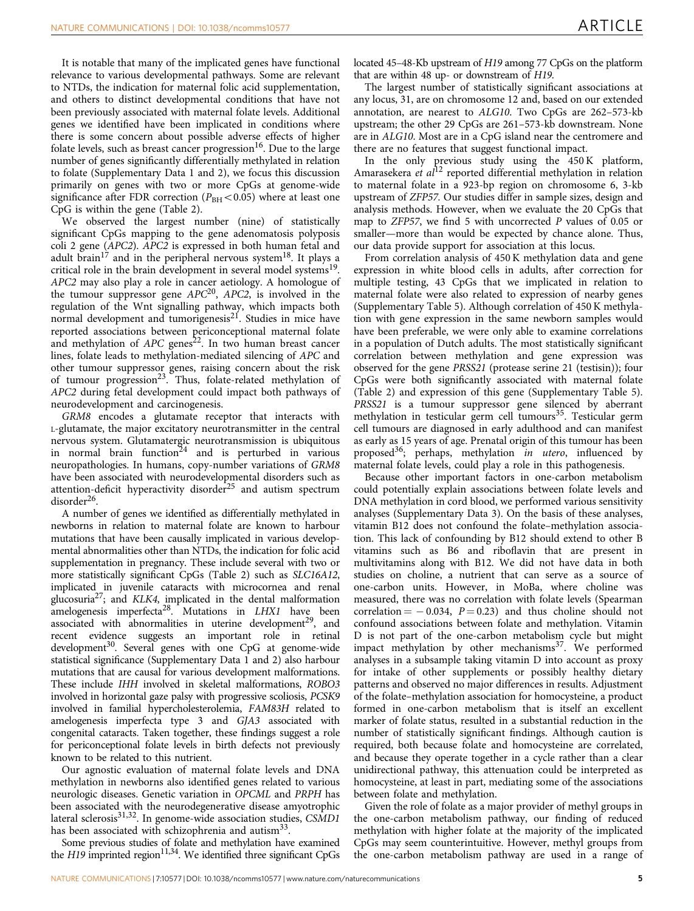It is notable that many of the implicated genes have functional relevance to various developmental pathways. Some are relevant to NTDs, the indication for maternal folic acid supplementation, and others to distinct developmental conditions that have not been previously associated with maternal folate levels. Additional genes we identified have been implicated in conditions where there is some concern about possible adverse effects of higher folate levels, such as breast cancer progression[16]. Due to the large number of genes significantly differentially methylated in relation to folate (Supplementary Data 1 and 2), we focus this discussion primarily on genes with two or more CpGs at genome-wide significance after FDR correction ($P_{BH} < 0.05$) where at least one CpG is within the gene (Table 2).

We observed the largest number (nine) of statistically significant CpGs mapping to the gene adenomatosis polyposis coli 2 gene (*APC2*). *APC2* is expressed in both human fetal and adult brain[17] and in the peripheral nervous system[18]. It plays a critical role in the brain development in several model systems[19]. *APC2* may also play a role in cancer aetiology. A homologue of the tumour suppressor gene *APC*[20], *APC2*, is involved in the regulation of the Wnt signalling pathway, which impacts both normal development and tumorigenesis[21]. Studies in mice have reported associations between periconceptional maternal folate and methylation of *APC* genes[22]. In two human breast cancer cell lines, folate leads to methylation-mediated silencing of *APC* and other tumour suppressor genes, raising concern about the risk of tumour progression[23]. Thus, folate-related methylation of *APC2* during fetal development could impact both pathways of neurodevelopment and carcinogenesis.

*GRM8* encodes a glutamate receptor that interacts with L-glutamate, the major excitatory neurotransmitter in the central nervous system. Glutamatergic neurotransmission is ubiquitous in normal brain function[24] and is perturbed in various neuropathologies. In humans, copy-number variations of *GRM8* have been associated with neurodevelopmental disorders such as attention-deficit hyperactivity disorder[25] and autism spectrum disorder[26].

A number of genes we identified as differentially methylated in newborns in relation to maternal folate are known to harbour mutations that have been causally implicated in various developmental abnormalities other than NTDs, the indication for folic acid supplementation in pregnancy. These include several with two or more statistically significant CpGs (Table 2) such as *SLC16A12*, implicated in juvenile cataracts with microcornea and renal glucosuria[27]; and *KLK4*, implicated in the dental malformation amelogenesis imperfecta[28]. Mutations in *LHX1* have been associated with abnormalities in uterine development[29], and recent evidence suggests an important role in retinal development[30]. Several genes with one CpG at genome-wide statistical significance (Supplementary Data 1 and 2) also harbour mutations that are causal for various development malformations. These include *IHH* involved in skeletal malformations, *ROBO3* involved in horizontal gaze palsy with progressive scoliosis, *PCSK9* involved in familial hypercholesterolemia, *FAM83H* related to amelogenesis imperfecta type 3 and *GJA3* associated with congenital cataracts. Taken together, these findings suggest a role for periconceptional folate levels in birth defects not previously known to be related to this nutrient.

Our agnostic evaluation of maternal folate levels and DNA methylation in newborns also identified genes related to various neurologic diseases. Genetic variation in *OPCML* and *PRPH* has been associated with the neurodegenerative disease amyotrophic lateral sclerosis[31,32]. In genome-wide association studies, *CSMD1* has been associated with schizophrenia and autism[33].

Some previous studies of folate and methylation have examined the *H19* imprinted region[11,34]. We identified three significant CpGs located 45–48-Kb upstream of *H19* among 77 CpGs on the platform that are within 48 up- or downstream of *H19*.

The largest number of statistically significant associations at any locus, 31, are on chromosome 12 and, based on our extended annotation, are nearest to *ALG10*. Two CpGs are 262–573-kb upstream; the other 29 CpGs are 261–573-kb downstream. None are in *ALG10*. Most are in a CpG island near the centromere and there are no features that suggest functional impact.

In the only previous study using the 450 K platform, Amarasekera *et al*[12] reported differential methylation in relation to maternal folate in a 923-bp region on chromosome 6, 3-kb upstream of *ZFP57*. Our studies differ in sample sizes, design and analysis methods. However, when we evaluate the 20 CpGs that map to *ZFP57*, we find 5 with uncorrected *P* values of 0.05 or smaller—more than would be expected by chance alone. Thus, our data provide support for association at this locus.

From correlation analysis of 450 K methylation data and gene expression in white blood cells in adults, after correction for multiple testing, 43 CpGs that we implicated in relation to maternal folate were also related to expression of nearby genes (Supplementary Table 5). Although correlation of 450 K methylation with gene expression in the same newborn samples would have been preferable, we were only able to examine correlations in a population of Dutch adults. The most statistically significant correlation between methylation and gene expression was observed for the gene *PRSS21* (protease serine 21 (testisin)); four CpGs were both significantly associated with maternal folate (Table 2) and expression of this gene (Supplementary Table 5). *PRSS21* is a tumour suppressor gene silenced by aberrant methylation in testicular germ cell tumours[35]. Testicular germ cell tumours are diagnosed in early adulthood and can manifest as early as 15 years of age. Prenatal origin of this tumour has been proposed[36]; perhaps, methylation *in utero*, influenced by maternal folate levels, could play a role in this pathogenesis.

Because other important factors in one-carbon metabolism could potentially explain associations between folate levels and DNA methylation in cord blood, we performed various sensitivity analyses (Supplementary Data 3). On the basis of these analyses, vitamin B12 does not confound the folate–methylation association. This lack of confounding by B12 should extend to other B vitamins such as B6 and riboflavin that are present in multivitamins along with B12. We did not have data in both studies on choline, a nutrient that can serve as a source of one-carbon units. However, in MoBa, where choline was measured, there was no correlation with folate levels (Spearman correlation $= -0.034$, $P = 0.23$) and thus choline should not confound associations between folate and methylation. Vitamin D is not part of the one-carbon metabolism cycle but might impact methylation by other mechanisms[37]. We performed analyses in a subsample taking vitamin D into account as proxy for intake of other supplements or possibly healthy dietary patterns and observed no major differences in results. Adjustment of the folate–methylation association for homocysteine, a product formed in one-carbon metabolism that is itself an excellent marker of folate status, resulted in a substantial reduction in the number of statistically significant findings. Although caution is required, both because folate and homocysteine are correlated, and because they operate together in a cycle rather than a clear unidirectional pathway, this attenuation could be interpreted as homocysteine, at least in part, mediating some of the associations between folate and methylation.

Given the role of folate as a major provider of methyl groups in the one-carbon metabolism pathway, our finding of reduced methylation with higher folate at the majority of the implicated CpGs may seem counterintuitive. However, methyl groups from the one-carbon metabolism pathway are used in a range of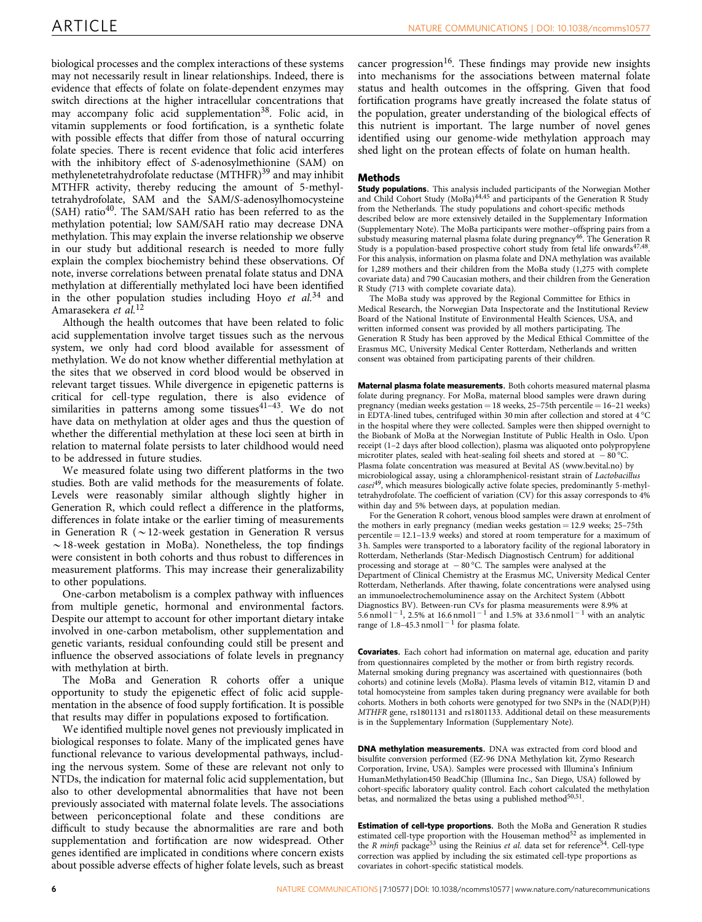biological processes and the complex interactions of these systems may not necessarily result in linear relationships. Indeed, there is evidence that effects of folate on folate-dependent enzymes may switch directions at the higher intracellular concentrations that may accompany folic acid supplementation[38]. Folic acid, in vitamin supplements or food fortification, is a synthetic folate with possible effects that differ from those of natural occurring folate species. There is recent evidence that folic acid interferes with the inhibitory effect of *S*-adenosylmethionine (SAM) on methylenetetrahydrofolate reductase (MTHFR)[39] and may inhibit MTHFR activity, thereby reducing the amount of 5-methyltetrahydrofolate, SAM and the SAM/*S*-adenosylhomocysteine (SAH) ratio[40]. The SAM/SAH ratio has been referred to as the methylation potential; low SAM/SAH ratio may decrease DNA methylation. This may explain the inverse relationship we observe in our study but additional research is needed to more fully explain the complex biochemistry behind these observations. Of note, inverse correlations between prenatal folate status and DNA methylation at differentially methylated loci have been identified in the other population studies including Hoyo *et al.*[34] and Amarasekera *et al.*[12]

Although the health outcomes that have been related to folic acid supplementation involve target tissues such as the nervous system, we only had cord blood available for assessment of methylation. We do not know whether differential methylation at the sites that we observed in cord blood would be observed in relevant target tissues. While divergence in epigenetic patterns is critical for cell-type regulation, there is also evidence of similarities in patterns among some tissues[41–43]. We do not have data on methylation at older ages and thus the question of whether the differential methylation at these loci seen at birth in relation to maternal folate persists to later childhood would need to be addressed in future studies.

We measured folate using two different platforms in the two studies. Both are valid methods for the measurements of folate. Levels were reasonably similar although slightly higher in Generation R, which could reflect a difference in the platforms, differences in folate intake or the earlier timing of measurements in Generation R (∼12-week gestation in Generation R versus ∼18-week gestation in MoBa). Nonetheless, the top findings were consistent in both cohorts and thus robust to differences in measurement platforms. This may increase their generalizability to other populations.

One-carbon metabolism is a complex pathway with influences from multiple genetic, hormonal and environmental factors. Despite our attempt to account for other important dietary intake involved in one-carbon metabolism, other supplementation and genetic variants, residual confounding could still be present and influence the observed associations of folate levels in pregnancy with methylation at birth.

The MoBa and Generation R cohorts offer a unique opportunity to study the epigenetic effect of folic acid supplementation in the absence of food supply fortification. It is possible that results may differ in populations exposed to fortification.

We identified multiple novel genes not previously implicated in biological responses to folate. Many of the implicated genes have functional relevance to various developmental pathways, including the nervous system. Some of these are relevant not only to NTDs, the indication for maternal folic acid supplementation, but also to other developmental abnormalities that have not been previously associated with maternal folate levels. The associations between periconceptional folate and these conditions are difficult to study because the abnormalities are rare and both supplementation and fortification are now widespread. Other genes identified are implicated in conditions where concern exists about possible adverse effects of higher folate levels, such as breast cancer progression[16]. These findings may provide new insights into mechanisms for the associations between maternal folate status and health outcomes in the offspring. Given that food fortification programs have greatly increased the folate status of the population, greater understanding of the biological effects of this nutrient is important. The large number of novel genes identified using our genome-wide methylation approach may shed light on the protean effects of folate on human health.

## Methods

**Study populations.** This analysis included participants of the Norwegian Mother and Child Cohort Study (MoBa)[44,45] and participants of the Generation R Study from the Netherlands. The study populations and cohort-specific methods described below are more extensively detailed in the Supplementary Information (Supplementary Note). The MoBa participants were mother–offspring pairs from a substudy measuring maternal plasma folate during pregnancy[46]. The Generation R Study is a population-based prospective cohort study from fetal life onwards[47,48]. For this analysis, information on plasma folate and DNA methylation was available for 1,289 mothers and their children from the MoBa study (1,275 with complete covariate data) and 790 Caucasian mothers, and their children from the Generation R Study (713 with complete covariate data).

The MoBa study was approved by the Regional Committee for Ethics in Medical Research, the Norwegian Data Inspectorate and the Institutional Review Board of the National Institute of Environmental Health Sciences, USA, and written informed consent was provided by all mothers participating. The Generation R Study has been approved by the Medical Ethical Committee of the Erasmus MC, University Medical Center Rotterdam, Netherlands and written consent was obtained from participating parents of their children.

**Maternal plasma folate measurements.** Both cohorts measured maternal plasma folate during pregnancy. For MoBa, maternal blood samples were drawn during pregnancy (median weeks gestation = 18 weeks, 25–75th percentile = 16–21 weeks) in EDTA-lined tubes, centrifuged within 30 min after collection and stored at 4 °C in the hospital where they were collected. Samples were then shipped overnight to the Biobank of MoBa at the Norwegian Institute of Public Health in Oslo. Upon receipt (1–2 days after blood collection), plasma was aliquoted onto polypropylene microtiter plates, sealed with heat-sealing foil sheets and stored at − 80 °C. Plasma folate concentration was measured at Bevital AS (www.bevital.no) by microbiological assay, using a chloramphenicol-resistant strain of *Lactobacillus casei*[49], which measures biologically active folate species, predominantly 5-methyltetrahydrofolate. The coefficient of variation (CV) for this assay corresponds to 4% within day and 5% between days, at population median.

For the Generation R cohort, venous blood samples were drawn at enrolment of the mothers in early pregnancy (median weeks gestation = 12.9 weeks; 25–75th percentile = 12.1–13.9 weeks) and stored at room temperature for a maximum of 3 h. Samples were transported to a laboratory facility of the regional laboratory in Rotterdam, Netherlands (Star-Medisch Diagnostisch Centrum) for additional processing and storage at − 80 °C. The samples were analysed at the Department of Clinical Chemistry at the Erasmus MC, University Medical Center Rotterdam, Netherlands. After thawing, folate concentrations were analysed using an immunoelectrochemoluminence assay on the Architect System (Abbott Diagnostics BV). Between-run CVs for plasma measurements were 8.9% at 5.6 nmol l$^{-1}$, 2.5% at 16.6 nmol l$^{-1}$ and 1.5% at 33.6 nmol l$^{-1}$ with an analytic range of 1.8–45.3 nmol l$^{-1}$ for plasma folate.

**Covariates.** Each cohort had information on maternal age, education and parity from questionnaires completed by the mother or from birth registry records. Maternal smoking during pregnancy was ascertained with questionnaires (both cohorts) and cotinine levels (MoBa). Plasma levels of vitamin B12, vitamin D and total homocysteine from samples taken during pregnancy were available for both cohorts. Mothers in both cohorts were genotyped for two SNPs in the (NAD(P)H) *MTHFR* gene, rs1801131 and rs1801133. Additional detail on these measurements is in the Supplementary Information (Supplementary Note).

**DNA methylation measurements.** DNA was extracted from cord blood and bisulfite conversion performed (EZ-96 DNA Methylation kit, Zymo Research Corporation, Irvine, USA). Samples were processed with Illumina's Infinium HumanMethylation450 BeadChip (Illumina Inc., San Diego, USA) followed by cohort-specific laboratory quality control. Each cohort calculated the methylation betas, and normalized the betas using a published method[50,51].

**Estimation of cell-type proportions.** Both the MoBa and Generation R studies estimated cell-type proportion with the Houseman method[52] as implemented in the *R minfi* package[53] using the Reinius *et al.* data set for reference[54]. Cell-type correction was applied by including the six estimated cell-type proportions as covariates in cohort-specific statistical models.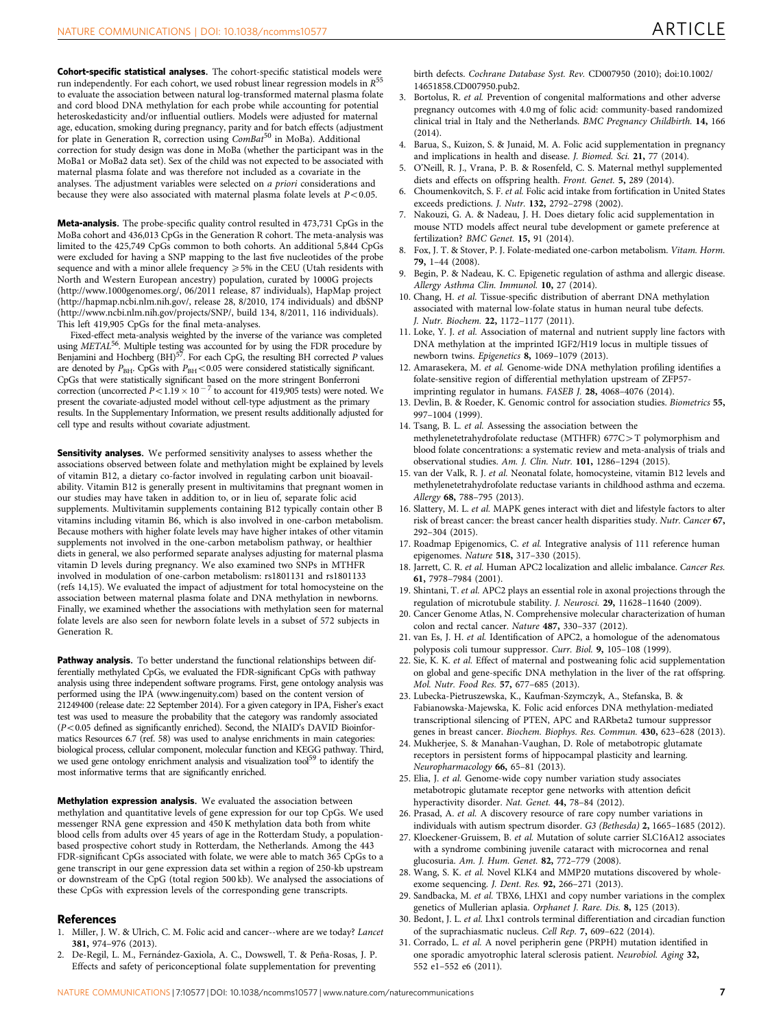**Cohort-specific statistical analyses.** The cohort-specific statistical models were run independently. For each cohort, we used robust linear regression models in *R*[55] to evaluate the association between natural log-transformed maternal plasma folate and cord blood DNA methylation for each probe while accounting for potential heteroskedasticity and/or influential outliers. Models were adjusted for maternal age, education, smoking during pregnancy, parity and for batch effects (adjustment for plate in Generation R, correction using *ComBat*[50] in MoBa). Additional correction for study design was done in MoBa (whether the participant was in the MoBa1 or MoBa2 data set). Sex of the child was not expected to be associated with maternal plasma folate and was therefore not included as a covariate in the analyses. The adjustment variables were selected on *a priori* considerations and because they were also associated with maternal plasma folate levels at $P<0.05$.

**Meta-analysis.** The probe-specific quality control resulted in 473,731 CpGs in the MoBa cohort and 436,013 CpGs in the Generation R cohort. The meta-analysis was limited to the 425,749 CpGs common to both cohorts. An additional 5,844 CpGs were excluded for having a SNP mapping to the last five nucleotides of the probe sequence and with a minor allele frequency $\geq 5\%$ in the CEU (Utah residents with North and Western European ancestry) population, curated by 1000G projects (http://www.1000genomes.org/, 06/2011 release, 87 individuals), HapMap project (http://hapmap.ncbi.nlm.nih.gov/, release 28, 8/2010, 174 individuals) and dbSNP (http://www.ncbi.nlm.nih.gov/projects/SNP/, build 134, 8/2011, 116 individuals). This left 419,905 CpGs for the final meta-analyses.

Fixed-effect meta-analysis weighted by the inverse of the variance was completed using *METAL*[56]. Multiple testing was accounted for by using the FDR procedure by Benjamini and Hochberg (BH)[57]. For each CpG, the resulting BH corrected *P* values are denoted by $P_{BH}$. CpGs with $P_{BH}<0.05$ were considered statistically significant. CpGs that were statistically significant based on the more stringent Bonferroni correction (uncorrected $P<1.19\times10^{-7}$ to account for 419,905 tests) were noted. We present the covariate-adjusted model without cell-type adjustment as the primary results. In the Supplementary Information, we present results additionally adjusted for cell type and results without covariate adjustment.

**Sensitivity analyses.** We performed sensitivity analyses to assess whether the associations observed between folate and methylation might be explained by levels of vitamin B12, a dietary co-factor involved in regulating carbon unit bioavailability. Vitamin B12 is generally present in multivitamins that pregnant women in our studies may have taken in addition to, or in lieu of, separate folic acid supplements. Multivitamin supplements containing B12 typically contain other B vitamins including vitamin B6, which is also involved in one-carbon metabolism. Because mothers with higher folate levels may have higher intakes of other vitamin supplements not involved in the one-carbon metabolism pathway, or healthier diets in general, we also performed separate analyses adjusting for maternal plasma vitamin D levels during pregnancy. We also examined two SNPs in MTHFR involved in modulation of one-carbon metabolism: rs1801131 and rs1801133 (refs 14,15). We evaluated the impact of adjustment for total homocysteine on the association between maternal plasma folate and DNA methylation in newborns. Finally, we examined whether the associations with methylation seen for maternal folate levels are also seen for newborn folate levels in a subset of 572 subjects in Generation R.

**Pathway analysis.** To better understand the functional relationships between differentially methylated CpGs, we evaluated the FDR-significant CpGs with pathway analysis using three independent software programs. First, gene ontology analysis was performed using the IPA (www.ingenuity.com) based on the content version of 21249400 (release date: 22 September 2014). For a given category in IPA, Fisher's exact test was used to measure the probability that the category was randomly associated ($P<0.05$ defined as significantly enriched). Second, the NIAID's DAVID Bioinformatics Resources 6.7 (ref. 58) was used to analyse enrichments in main categories: biological process, cellular component, molecular function and KEGG pathway. Third, we used gene ontology enrichment analysis and visualization tool[59] to identify the most informative terms that are significantly enriched.

**Methylation expression analysis.** We evaluated the association between methylation and quantitative levels of gene expression for our top CpGs. We used messenger RNA gene expression and 450 K methylation data both from white blood cells from adults over 45 years of age in the Rotterdam Study, a population-based prospective cohort study in Rotterdam, the Netherlands. Among the 443 FDR-significant CpGs associated with folate, we were able to match 365 CpGs to a gene transcript in our gene expression data set within a region of 250-kb upstream or downstream of the CpG (total region 500 kb). We analysed the associations of these CpGs with expression levels of the corresponding gene transcripts.

## References

1. Miller, J. W. & Ulrich, C. M. Folic acid and cancer--where are we today? *Lancet* **381,** 974–976 (2013).
2. De-Regil, L. M., Fernández-Gaxiola, A. C., Dowswell, T. & Peña-Rosas, J. P. Effects and safety of periconceptional folate supplementation for preventing birth defects. *Cochrane Database Syst. Rev.* CD007950 (2010); doi:10.1002/14651858.CD007950.pub2.
3. Bortolus, R. *et al.* Prevention of congenital malformations and other adverse pregnancy outcomes with 4.0 mg of folic acid: community-based randomized clinical trial in Italy and the Netherlands. *BMC Pregnancy Childbirth.* **14,** 166 (2014).
4. Barua, S., Kuizon, S. & Junaid, M. A. Folic acid supplementation in pregnancy and implications in health and disease. *J. Biomed. Sci.* **21,** 77 (2014).
5. O'Neill, R. J., Vrana, P. B. & Rosenfeld, C. S. Maternal methyl supplemented diets and effects on offspring health. *Front. Genet.* **5,** 289 (2014).
6. Choumenkovitch, S. F. *et al.* Folic acid intake from fortification in United States exceeds predictions. *J. Nutr.* **132,** 2792–2798 (2002).
7. Nakouzi, G. A. & Nadeau, J. H. Does dietary folic acid supplementation in mouse NTD models affect neural tube development or gamete preference at fertilization? *BMC Genet.* **15,** 91 (2014).
8. Fox, J. T. & Stover, P. J. Folate-mediated one-carbon metabolism. *Vitam. Horm.* **79,** 1–44 (2008).
9. Begin, P. & Nadeau, K. C. Epigenetic regulation of asthma and allergic disease. *Allergy Asthma Clin. Immunol.* **10,** 27 (2014).
10. Chang, H. *et al.* Tissue-specific distribution of aberrant DNA methylation associated with maternal low-folate status in human neural tube defects. *J. Nutr. Biochem.* **22,** 1172–1177 (2011).
11. Loke, Y. J. *et al.* Association of maternal and nutrient supply line factors with DNA methylation at the imprinted IGF2/H19 locus in multiple tissues of newborn twins. *Epigenetics* **8,** 1069–1079 (2013).
12. Amarasekera, M. *et al.* Genome-wide DNA methylation profiling identifies a folate-sensitive region of differential methylation upstream of ZFP57-imprinting regulator in humans. *FASEB J.* **28,** 4068–4076 (2014).
13. Devlin, B. & Roeder, K. Genomic control for association studies. *Biometrics* **55,** 997–1004 (1999).
14. Tsang, B. L. *et al.* Assessing the association between the methylenetetrahydrofolate reductase (MTHFR) 677C>T polymorphism and blood folate concentrations: a systematic review and meta-analysis of trials and observational studies. *Am. J. Clin. Nutr.* **101,** 1286–1294 (2015).
15. van der Valk, R. J. *et al.* Neonatal folate, homocysteine, vitamin B12 levels and methylenetetrahydrofolate reductase variants in childhood asthma and eczema. *Allergy* **68,** 788–795 (2013).
16. Slattery, M. L. *et al.* MAPK genes interact with diet and lifestyle factors to alter risk of breast cancer: the breast cancer health disparities study. *Nutr. Cancer* **67,** 292–304 (2015).
17. Roadmap Epigenomics, C. *et al.* Integrative analysis of 111 reference human epigenomes. *Nature* **518,** 317–330 (2015).
18. Jarrett, C. R. *et al.* Human APC2 localization and allelic imbalance. *Cancer Res.* **61,** 7978–7984 (2001).
19. Shintani, T. *et al.* APC2 plays an essential role in axonal projections through the regulation of microtubule stability. *J. Neurosci.* **29,** 11628–11640 (2009).
20. Cancer Genome Atlas, N. Comprehensive molecular characterization of human colon and rectal cancer. *Nature* **487,** 330–337 (2012).
21. van Es, J. H. *et al.* Identification of APC2, a homologue of the adenomatous polyposis coli tumour suppressor. *Curr. Biol.* **9,** 105–108 (1999).
22. Sie, K. K. *et al.* Effect of maternal and postweaning folic acid supplementation on global and gene-specific DNA methylation in the liver of the rat offspring. *Mol. Nutr. Food Res.* **57,** 677–685 (2013).
23. Lubecka-Pietruszewska, K., Kaufman-Szymczyk, A., Stefanska, B. & Fabianowska-Majewska, K. Folic acid enforces DNA methylation-mediated transcriptional silencing of PTEN, APC and RARbeta2 tumour suppressor genes in breast cancer. *Biochem. Biophys. Res. Commun.* **430,** 623–628 (2013).
24. Mukherjee, S. & Manahan-Vaughan, D. Role of metabotropic glutamate receptors in persistent forms of hippocampal plasticity and learning. *Neuropharmacology* **66,** 65–81 (2013).
25. Elia, J. *et al.* Genome-wide copy number variation study associates metabotropic glutamate receptor gene networks with attention deficit hyperactivity disorder. *Nat. Genet.* **44,** 78–84 (2012).
26. Prasad, A. *et al.* A discovery resource of rare copy number variations in individuals with autism spectrum disorder. *G3 (Bethesda)* **2,** 1665–1685 (2012).
27. Kloeckener-Gruissem, B. *et al.* Mutation of solute carrier SLC16A12 associates with a syndrome combining juvenile cataract with microcornea and renal glucosuria. *Am. J. Hum. Genet.* **82,** 772–779 (2008).
28. Wang, S. K. *et al.* Novel KLK4 and MMP20 mutations discovered by whole-exome sequencing. *J. Dent. Res.* **92,** 266–271 (2013).
29. Sandbacka, M. *et al.* TBX6, LHX1 and copy number variations in the complex genetics of Mullerian aplasia. *Orphanet J. Rare. Dis.* **8,** 125 (2013).
30. Bedont, J. L. *et al.* Lhx1 controls terminal differentiation and circadian function of the suprachiasmatic nucleus. *Cell Rep.* **7,** 609–622 (2014).
31. Corrado, L. *et al.* A novel peripherin gene (PRPH) mutation identified in one sporadic amyotrophic lateral sclerosis patient. *Neurobiol. Aging* **32,** 552 e1–552 e6 (2011).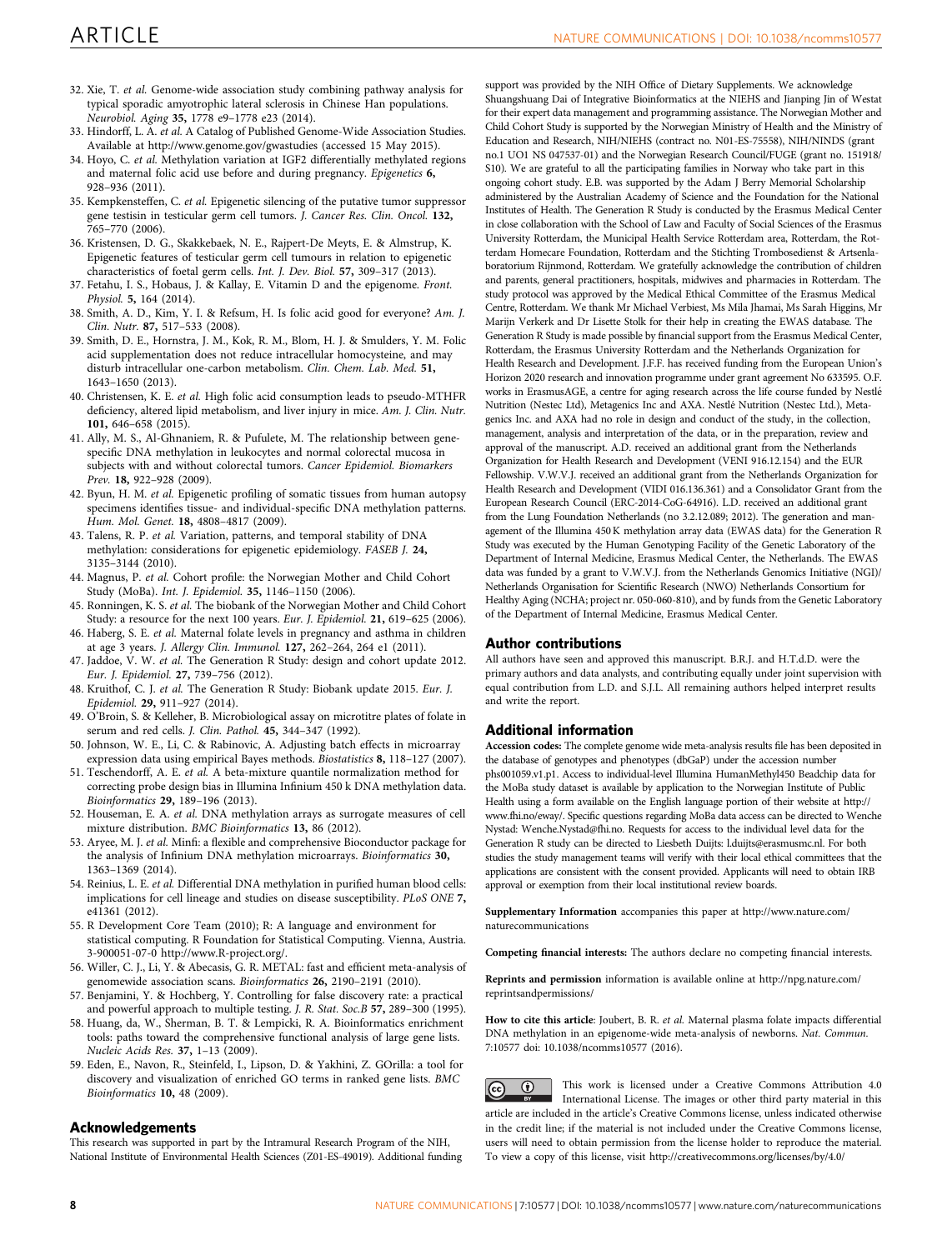32. Xie, T. *et al.* Genome-wide association study combining pathway analysis for typical sporadic amyotrophic lateral sclerosis in Chinese Han populations. *Neurobiol. Aging* **35**, 1778 e9–1778 e23 (2014).
33. Hindorff, L. A. *et al.* A Catalog of Published Genome-Wide Association Studies. Available at http://www.genome.gov/gwastudies (accessed 15 May 2015).
34. Hoyo, C. *et al.* Methylation variation at IGF2 differentially methylated regions and maternal folic acid use before and during pregnancy. *Epigenetics* **6**, 928–936 (2011).
35. Kempkensteffen, C. *et al.* Epigenetic silencing of the putative tumor suppressor gene testisin in testicular germ cell tumors. *J. Cancer Res. Clin. Oncol.* **132**, 765–770 (2006).
36. Kristensen, D. G., Skakkebaek, N. E., Rajpert-De Meyts, E. & Almstrup, K. Epigenetic features of testicular germ cell tumours in relation to epigenetic characteristics of foetal germ cells. *Int. J. Dev. Biol.* **57**, 309–317 (2013).
37. Fetahu, I. S., Hobaus, J. & Kallay, E. Vitamin D and the epigenome. *Front. Physiol.* **5**, 164 (2014).
38. Smith, A. D., Kim, Y. I. & Refsum, H. Is folic acid good for everyone? *Am. J. Clin. Nutr.* **87**, 517–533 (2008).
39. Smith, D. E., Hornstra, J. M., Kok, R. M., Blom, H. J. & Smulders, Y. M. Folic acid supplementation does not reduce intracellular homocysteine, and may disturb intracellular one-carbon metabolism. *Clin. Chem. Lab. Med.* **51**, 1643–1650 (2013).
40. Christensen, K. E. *et al.* High folic acid consumption leads to pseudo-MTHFR deficiency, altered lipid metabolism, and liver injury in mice. *Am. J. Clin. Nutr.* **101**, 646–658 (2015).
41. Ally, M. S., Al-Ghnaniem, R. & Pufulete, M. The relationship between gene-specific DNA methylation in leukocytes and normal colorectal mucosa in subjects with and without colorectal tumors. *Cancer Epidemiol. Biomarkers Prev.* **18**, 922–928 (2009).
42. Byun, H. M. *et al.* Epigenetic profiling of somatic tissues from human autopsy specimens identifies tissue- and individual-specific DNA methylation patterns. *Hum. Mol. Genet.* **18**, 4808–4817 (2009).
43. Talens, R. P. *et al.* Variation, patterns, and temporal stability of DNA methylation: considerations for epigenetic epidemiology. *FASEB J.* **24**, 3135–3144 (2010).
44. Magnus, P. *et al.* Cohort profile: the Norwegian Mother and Child Cohort Study (MoBa). *Int. J. Epidemiol.* **35**, 1146–1150 (2006).
45. Ronningen, K. S. *et al.* The biobank of the Norwegian Mother and Child Cohort Study: a resource for the next 100 years. *Eur. J. Epidemiol.* **21**, 619–625 (2006).
46. Haberg, S. E. *et al.* Maternal folate levels in pregnancy and asthma in children at age 3 years. *J. Allergy Clin. Immunol.* **127**, 262–264, 264 e1 (2011).
47. Jaddoe, V. W. *et al.* The Generation R Study: design and cohort update 2012. *Eur. J. Epidemiol.* **27**, 739–756 (2012).
48. Kruithof, C. J. *et al.* The Generation R Study: Biobank update 2015. *Eur. J. Epidemiol.* **29**, 911–927 (2014).
49. O'Broin, S. & Kelleher, B. Microbiological assay on microtitre plates of folate in serum and red cells. *J. Clin. Pathol.* **45**, 344–347 (1992).
50. Johnson, W. E., Li, C. & Rabinovic, A. Adjusting batch effects in microarray expression data using empirical Bayes methods. *Biostatistics* **8**, 118–127 (2007).
51. Teschendorff, A. E. *et al.* A beta-mixture quantile normalization method for correcting probe design bias in Illumina Infinium 450 k DNA methylation data. *Bioinformatics* **29**, 189–196 (2013).
52. Houseman, E. A. *et al.* DNA methylation arrays as surrogate measures of cell mixture distribution. *BMC Bioinformatics* **13**, 86 (2012).
53. Aryee, M. J. *et al.* Minfi: a flexible and comprehensive Bioconductor package for the analysis of Infinium DNA methylation microarrays. *Bioinformatics* **30**, 1363–1369 (2014).
54. Reinius, L. E. *et al.* Differential DNA methylation in purified human blood cells: implications for cell lineage and studies on disease susceptibility. *PLoS ONE* **7**, e41361 (2012).
55. R Development Core Team (2010); R: A language and environment for statistical computing. R Foundation for Statistical Computing. Vienna, Austria. 3-900051-07-0 http://www.R-project.org/.
56. Willer, C. J., Li, Y. & Abecasis, G. R. METAL: fast and efficient meta-analysis of genomewide association scans. *Bioinformatics* **26**, 2190–2191 (2010).
57. Benjamini, Y. & Hochberg, Y. Controlling for false discovery rate: a practical and powerful approach to multiple testing. *J. R. Stat. Soc.B* **57**, 289–300 (1995).
58. Huang, da, W., Sherman, B. T. & Lempicki, R. A. Bioinformatics enrichment tools: paths toward the comprehensive functional analysis of large gene lists. *Nucleic Acids Res.* **37**, 1–13 (2009).
59. Eden, E., Navon, R., Steinfeld, I., Lipson, D. & Yakhini, Z. GOrilla: a tool for discovery and visualization of enriched GO terms in ranked gene lists. *BMC Bioinformatics* **10**, 48 (2009).

## Acknowledgements

This research was supported in part by the Intramural Research Program of the NIH, National Institute of Environmental Health Sciences (Z01-ES-49019). Additional funding support was provided by the NIH Office of Dietary Supplements. We acknowledge Shuangshuang Dai of Integrative Bioinformatics at the NIEHS and Jianping Jin of Westat for their expert data management and programming assistance. The Norwegian Mother and Child Cohort Study is supported by the Norwegian Ministry of Health and the Ministry of Education and Research, NIH/NIEHS (contract no. N01-ES-75558), NIH/NINDS (grant no.1 UO1 NS 047537-01) and the Norwegian Research Council/FUGE (grant no. 151918/S10). We are grateful to all the participating families in Norway who take part in this ongoing cohort study. E.B. was supported by the Adam J Berry Memorial Scholarship administered by the Australian Academy of Science and the Foundation for the National Institutes of Health. The Generation R Study is conducted by the Erasmus Medical Center in close collaboration with the School of Law and Faculty of Social Sciences of the Erasmus University Rotterdam, the Municipal Health Service Rotterdam area, Rotterdam, the Rotterdam Homecare Foundation, Rotterdam and the Stichting Trombosedienst & Artsenlaboratorium Rijnmond, Rotterdam. We gratefully acknowledge the contribution of children and parents, general practitioners, hospitals, midwives and pharmacies in Rotterdam. The study protocol was approved by the Medical Ethical Committee of the Erasmus Medical Centre, Rotterdam. We thank Mr Michael Verbiest, Ms Mila Jhamai, Ms Sarah Higgins, Mr Marijn Verkerk and Dr Lisette Stolk for their help in creating the EWAS database. The Generation R Study is made possible by financial support from the Erasmus Medical Center, Rotterdam, the Erasmus University Rotterdam and the Netherlands Organization for Health Research and Development. J.F.F. has received funding from the European Union's Horizon 2020 research and innovation programme under grant agreement No 633595. O.F. works in ErasmusAGE, a centre for aging research across the life course funded by Nestlé Nutrition (Nestec Ltd), Metagenics Inc and AXA. Nestlé Nutrition (Nestec Ltd.), Metagenics Inc. and AXA had no role in design and conduct of the study, in the collection, management, analysis and interpretation of the data, or in the preparation, review and approval of the manuscript. A.D. received an additional grant from the Netherlands Organization for Health Research and Development (VENI 916.12.154) and the EUR Fellowship. V.W.V.J. received an additional grant from the Netherlands Organization for Health Research and Development (VIDI 016.136.361) and a Consolidator Grant from the European Research Council (ERC-2014-CoG-64916). L.D. received an additional grant from the Lung Foundation Netherlands (no 3.2.12.089; 2012). The generation and management of the Illumina 450 K methylation array data (EWAS data) for the Generation R Study was executed by the Human Genotyping Facility of the Genetic Laboratory of the Department of Internal Medicine, Erasmus Medical Center, the Netherlands. The EWAS data was funded by a grant to V.W.V.J. from the Netherlands Genomics Initiative (NGI)/Netherlands Organisation for Scientific Research (NWO) Netherlands Consortium for Healthy Aging (NCHA; project nr. 050-060-810), and by funds from the Genetic Laboratory of the Department of Internal Medicine, Erasmus Medical Center.

## Author contributions

All authors have seen and approved this manuscript. B.R.J. and H.T.d.D. were the primary authors and data analysts, and contributing equally under joint supervision with equal contribution from L.D. and S.J.L. All remaining authors helped interpret results and write the report.

## Additional information

**Accession codes:** The complete genome wide meta-analysis results file has been deposited in the database of genotypes and phenotypes (dbGaP) under the accession number phs001059.v1.p1. Access to individual-level Illumina HumanMethyl450 Beadchip data for the MoBa study dataset is available by application to the Norwegian Institute of Public Health using a form available on the English language portion of their website at http://www.fhi.no/eway/. Specific questions regarding MoBa data access can be directed to Wenche Nystad: Wenche.Nystad@fhi.no. Requests for access to the individual level data for the Generation R study can be directed to Liesbeth Duijts: l.duijts@erasmusmc.nl. For both studies the study management teams will verify with their local ethical committees that the applications are consistent with the consent provided. Applicants will need to obtain IRB approval or exemption from their local institutional review boards.

**Supplementary Information** accompanies this paper at http://www.nature.com/naturecommunications

**Competing financial interests:** The authors declare no competing financial interests.

**Reprints and permission** information is available online at http://npg.nature.com/reprintsandpermissions/

**How to cite this article**: Joubert, B. R. *et al.* Maternal plasma folate impacts differential DNA methylation in an epigenome-wide meta-analysis of newborns. *Nat. Commun.* 7:10577 doi: 10.1038/ncomms10577 (2016).

This work is licensed under a Creative Commons Attribution 4.0 International License. The images or other third party material in this article are included in the article's Creative Commons license, unless indicated otherwise in the credit line; if the material is not included under the Creative Commons license, users will need to obtain permission from the license holder to reproduce the material. To view a copy of this license, visit http://creativecommons.org/licenses/by/4.0/